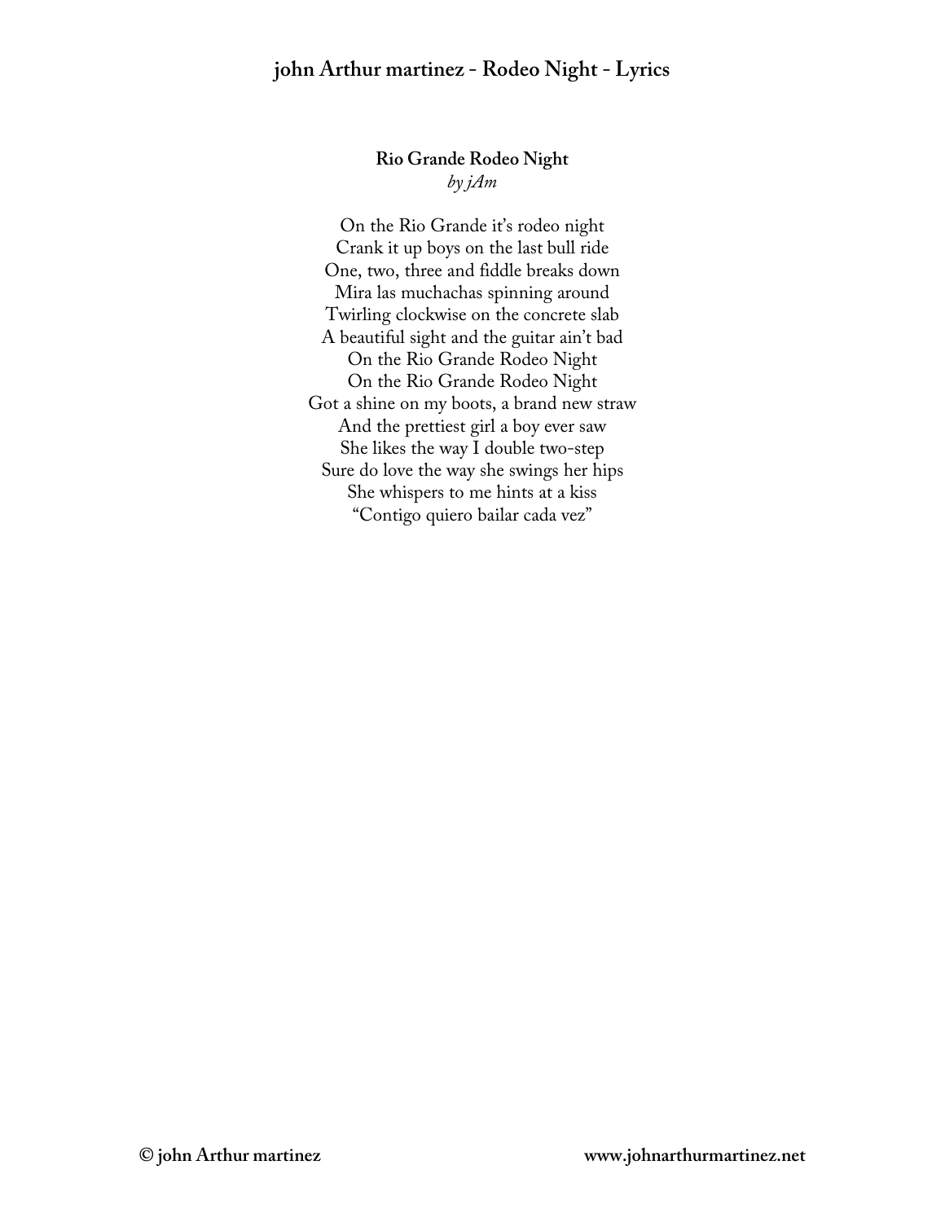## Rio Grande Rodeo Night

*by jAm*

On the Rio Grande it's rodeo night
Crank it up boys on the last bull ride
One, two, three and fiddle breaks down
Mira las muchachas spinning around
Twirling clockwise on the concrete slab
A beautiful sight and the guitar ain't bad
On the Rio Grande Rodeo Night
On the Rio Grande Rodeo Night
Got a shine on my boots, a brand new straw
And the prettiest girl a boy ever saw
She likes the way I double two-step
Sure do love the way she swings her hips
She whispers to me hints at a kiss
"Contigo quiero bailar cada vez"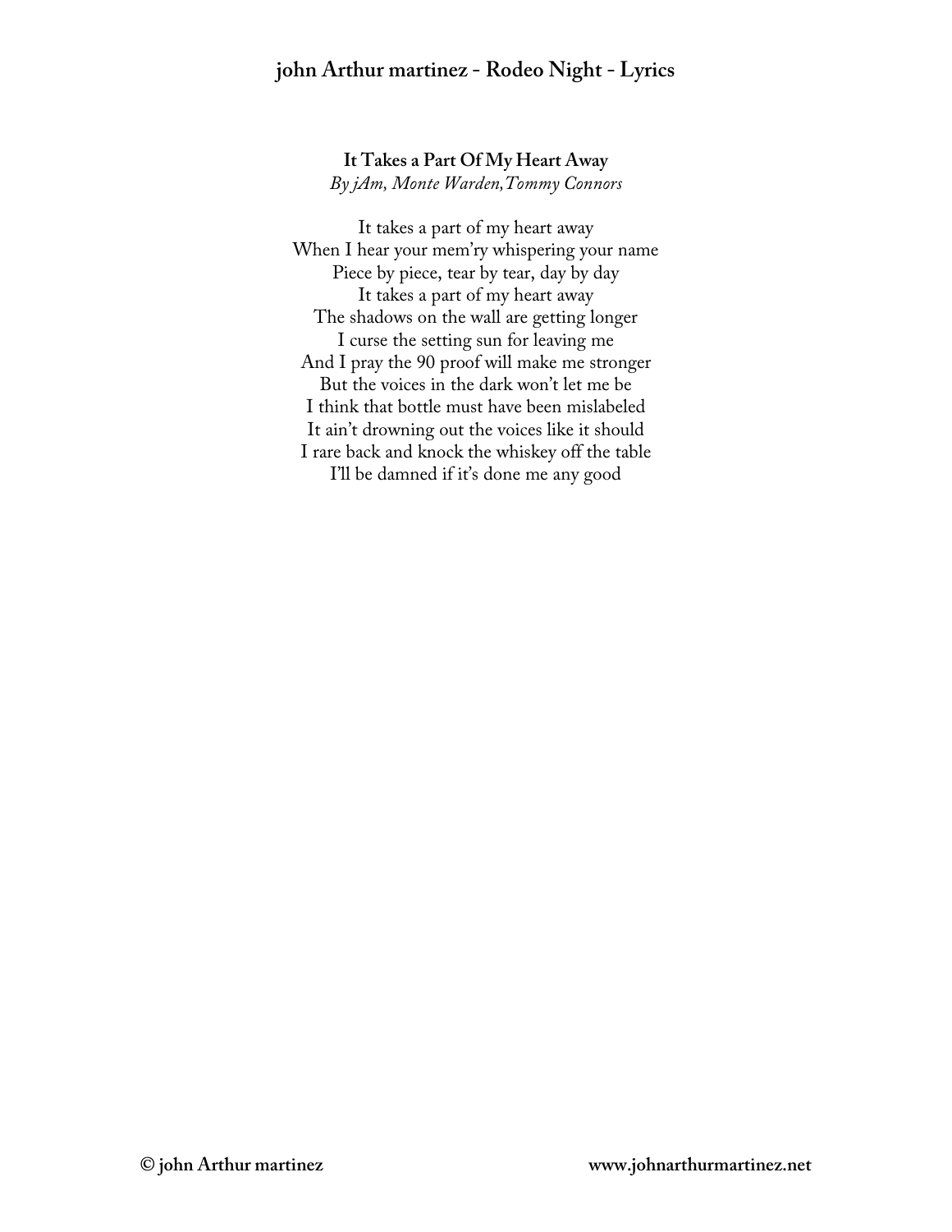**It Takes a Part Of My Heart Away**

*By jAm, Monte Warden, Tommy Connors*

It takes a part of my heart away
When I hear your mem'ry whispering your name
Piece by piece, tear by tear, day by day
It takes a part of my heart away
The shadows on the wall are getting longer
I curse the setting sun for leaving me
And I pray the 90 proof will make me stronger
But the voices in the dark won't let me be
I think that bottle must have been mislabeled
It ain't drowning out the voices like it should
I rare back and knock the whiskey off the table
I'll be damned if it's done me any good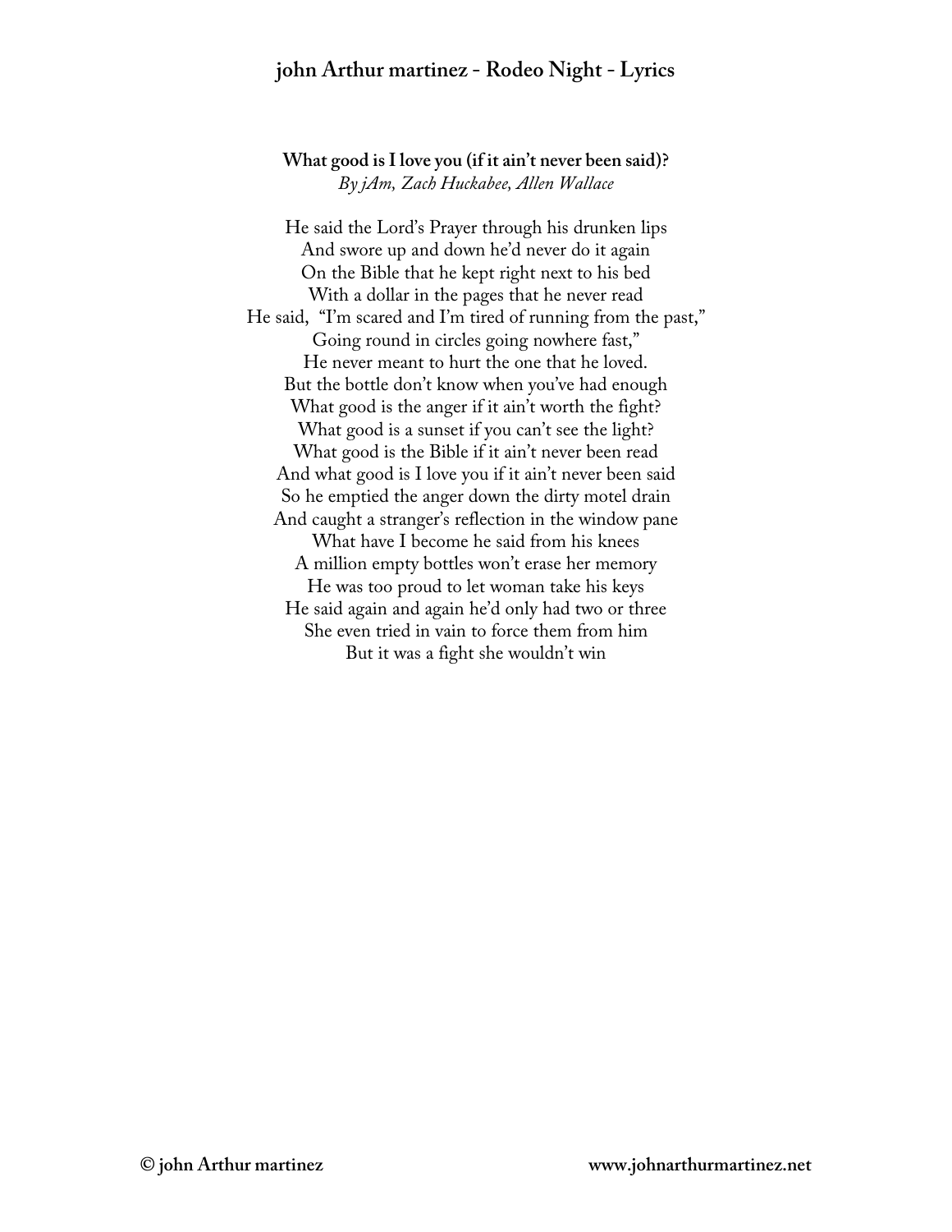### What good is I love you (if it ain't never been said)?

*By jAm, Zach Huckabee, Allen Wallace*

He said the Lord's Prayer through his drunken lips  
And swore up and down he'd never do it again  
On the Bible that he kept right next to his bed  
With a dollar in the pages that he never read  
He said, "I'm scared and I'm tired of running from the past,"  
Going round in circles going nowhere fast,"  
He never meant to hurt the one that he loved.  
But the bottle don't know when you've had enough  
What good is the anger if it ain't worth the fight?  
What good is a sunset if you can't see the light?  
What good is the Bible if it ain't never been read  
And what good is I love you if it ain't never been said  
So he emptied the anger down the dirty motel drain  
And caught a stranger's reflection in the window pane  
What have I become he said from his knees  
A million empty bottles won't erase her memory  
He was too proud to let woman take his keys  
He said again and again he'd only had two or three  
She even tried in vain to force them from him  
But it was a fight she wouldn't win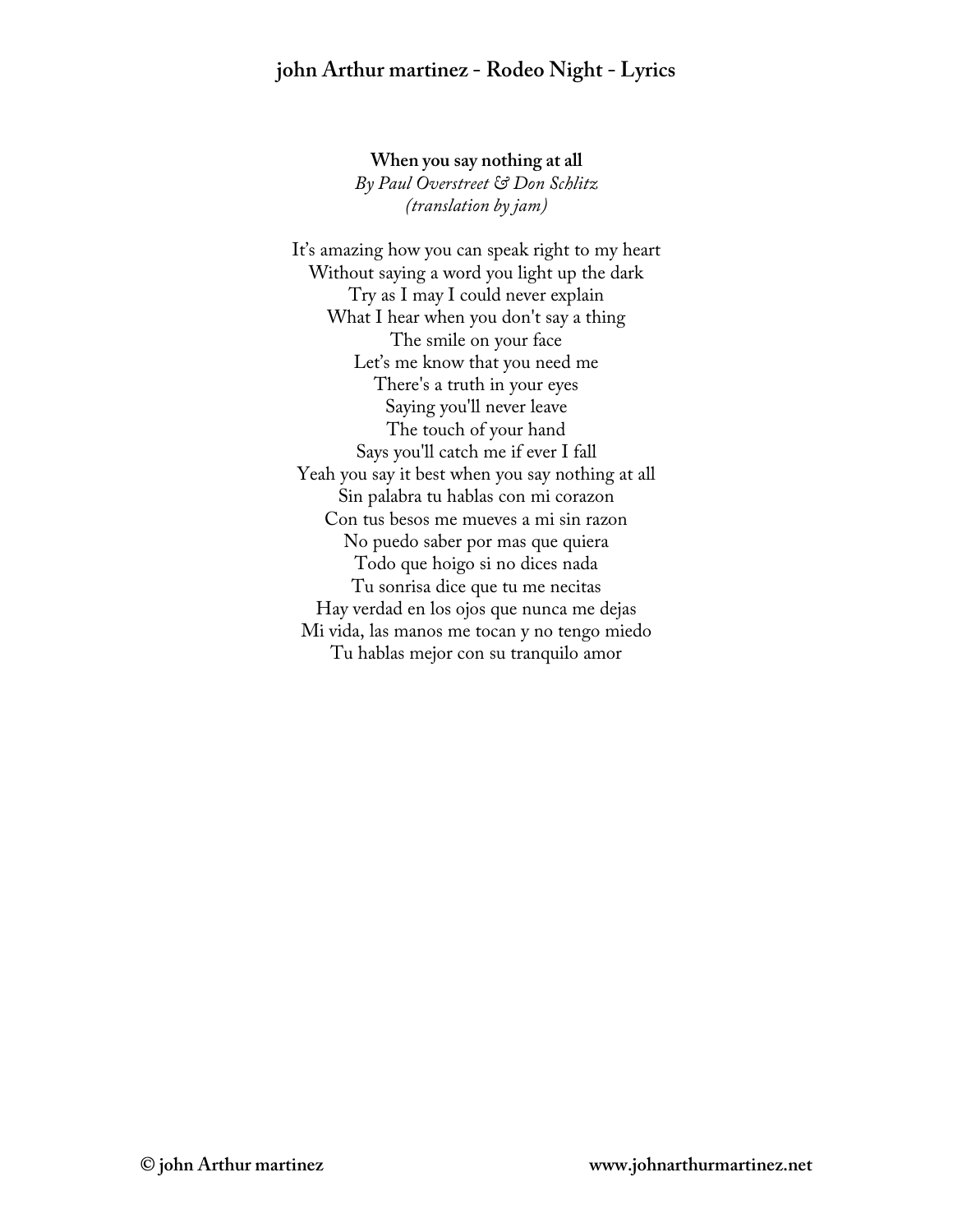**When you say nothing at all**

*By Paul Overstreet & Don Schlitz*

*(translation by jam)*

It's amazing how you can speak right to my heart
Without saying a word you light up the dark
Try as I may I could never explain
What I hear when you don't say a thing
The smile on your face
Let's me know that you need me
There's a truth in your eyes
Saying you'll never leave
The touch of your hand
Says you'll catch me if ever I fall
Yeah you say it best when you say nothing at all
Sin palabra tu hablas con mi corazon
Con tus besos me mueves a mi sin razon
No puedo saber por mas que quiera
Todo que hoigo si no dices nada
Tu sonrisa dice que tu me necitas
Hay verdad en los ojos que nunca me dejas
Mi vida, las manos me tocan y no tengo miedo
Tu hablas mejor con su tranquilo amor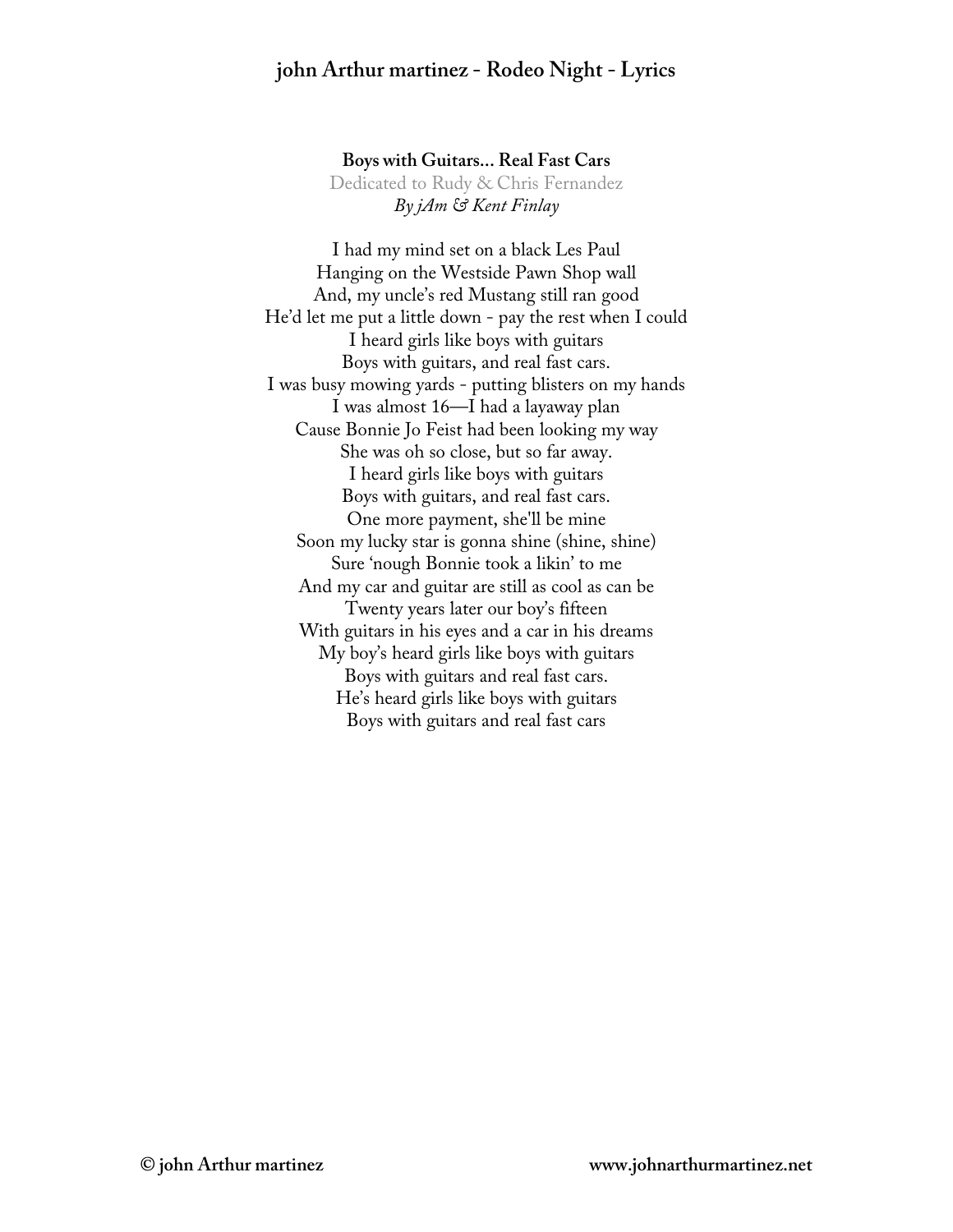## Boys with Guitars… Real Fast Cars

Dedicated to Rudy & Chris Fernandez

*By jAm & Kent Finlay*

I had my mind set on a black Les Paul
Hanging on the Westside Pawn Shop wall
And, my uncle's red Mustang still ran good
He'd let me put a little down - pay the rest when I could
I heard girls like boys with guitars
Boys with guitars, and real fast cars.
I was busy mowing yards - putting blisters on my hands
I was almost 16—I had a layaway plan
Cause Bonnie Jo Feist had been looking my way
She was oh so close, but so far away.
I heard girls like boys with guitars
Boys with guitars, and real fast cars.
One more payment, she'll be mine
Soon my lucky star is gonna shine (shine, shine)
Sure 'nough Bonnie took a likin' to me
And my car and guitar are still as cool as can be
Twenty years later our boy's fifteen
With guitars in his eyes and a car in his dreams
My boy's heard girls like boys with guitars
Boys with guitars and real fast cars.
He's heard girls like boys with guitars
Boys with guitars and real fast cars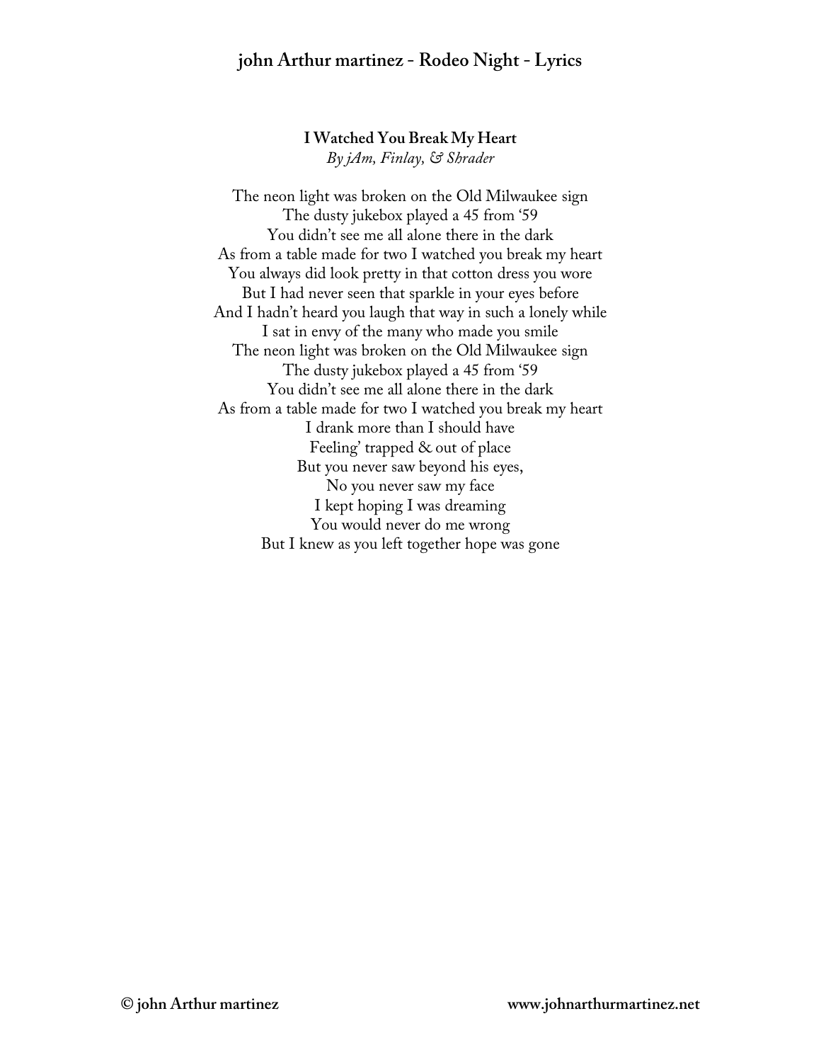**I Watched You Break My Heart**

*By jAm, Finlay, & Shrader*

The neon light was broken on the Old Milwaukee sign
The dusty jukebox played a 45 from '59
You didn't see me all alone there in the dark
As from a table made for two I watched you break my heart
You always did look pretty in that cotton dress you wore
But I had never seen that sparkle in your eyes before
And I hadn't heard you laugh that way in such a lonely while
I sat in envy of the many who made you smile
The neon light was broken on the Old Milwaukee sign
The dusty jukebox played a 45 from '59
You didn't see me all alone there in the dark
As from a table made for two I watched you break my heart
I drank more than I should have
Feeling' trapped & out of place
But you never saw beyond his eyes,
No you never saw my face
I kept hoping I was dreaming
You would never do me wrong
But I knew as you left together hope was gone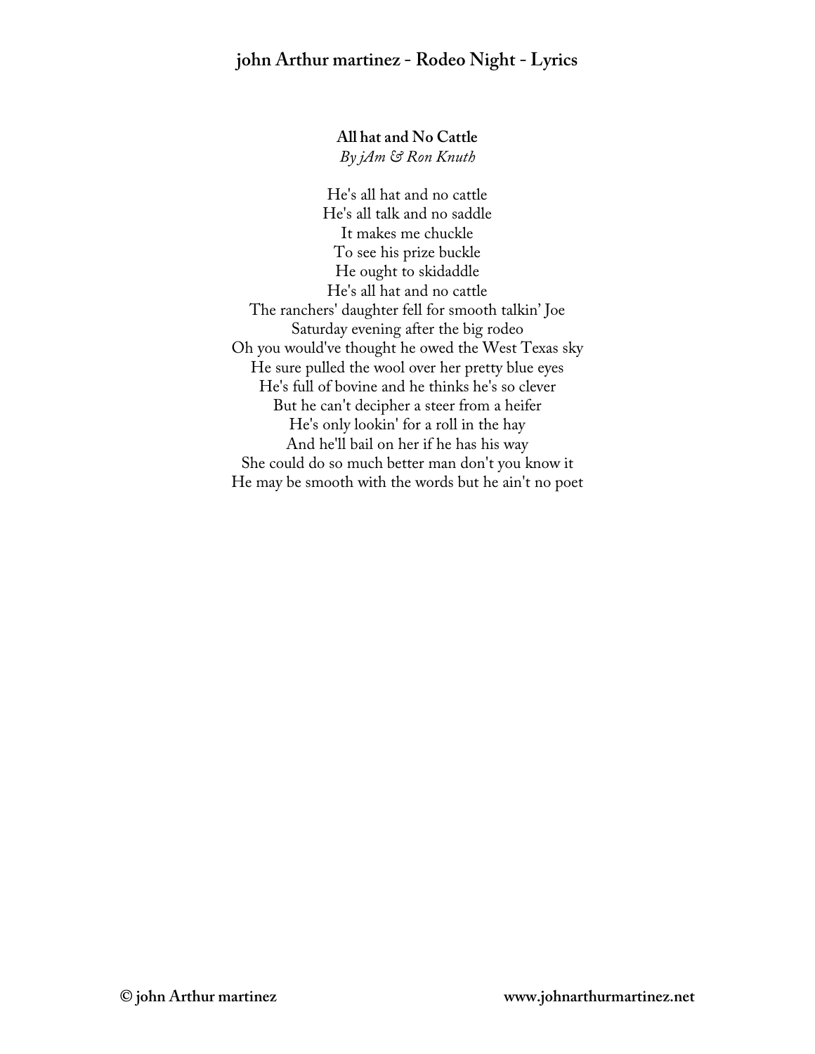## All hat and No Cattle

*By jAm & Ron Knuth*

He's all hat and no cattle
He's all talk and no saddle
It makes me chuckle
To see his prize buckle
He ought to skidaddle
He's all hat and no cattle
The ranchers' daughter fell for smooth talkin' Joe
Saturday evening after the big rodeo
Oh you would've thought he owed the West Texas sky
He sure pulled the wool over her pretty blue eyes
He's full of bovine and he thinks he's so clever
But he can't decipher a steer from a heifer
He's only lookin' for a roll in the hay
And he'll bail on her if he has his way
She could do so much better man don't you know it
He may be smooth with the words but he ain't no poet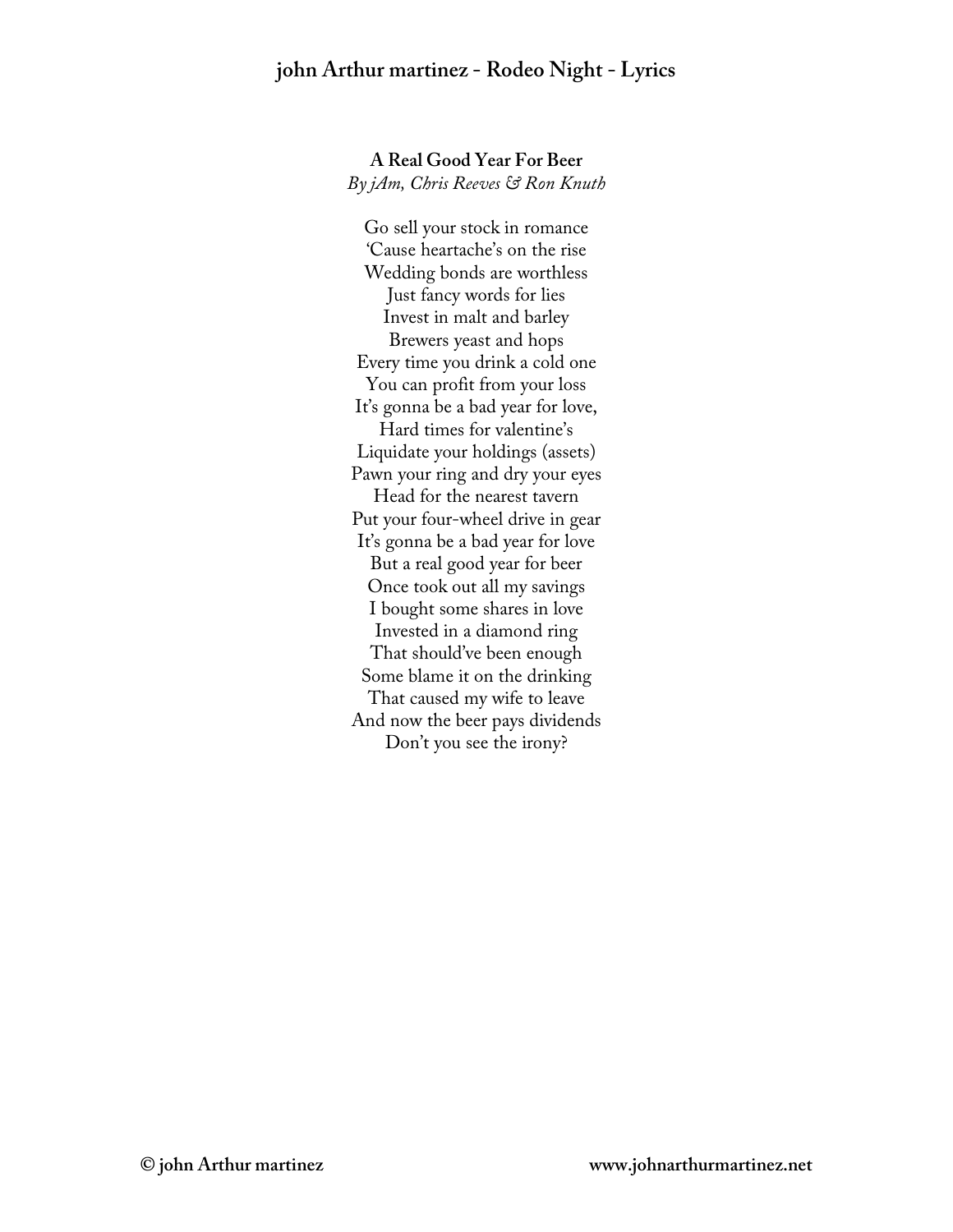## A Real Good Year For Beer

*By jAm, Chris Reeves & Ron Knuth*

Go sell your stock in romance
'Cause heartache's on the rise
Wedding bonds are worthless
Just fancy words for lies
Invest in malt and barley
Brewers yeast and hops
Every time you drink a cold one
You can profit from your loss
It's gonna be a bad year for love,
Hard times for valentine's
Liquidate your holdings (assets)
Pawn your ring and dry your eyes
Head for the nearest tavern
Put your four-wheel drive in gear
It's gonna be a bad year for love
But a real good year for beer
Once took out all my savings
I bought some shares in love
Invested in a diamond ring
That should've been enough
Some blame it on the drinking
That caused my wife to leave
And now the beer pays dividends
Don't you see the irony?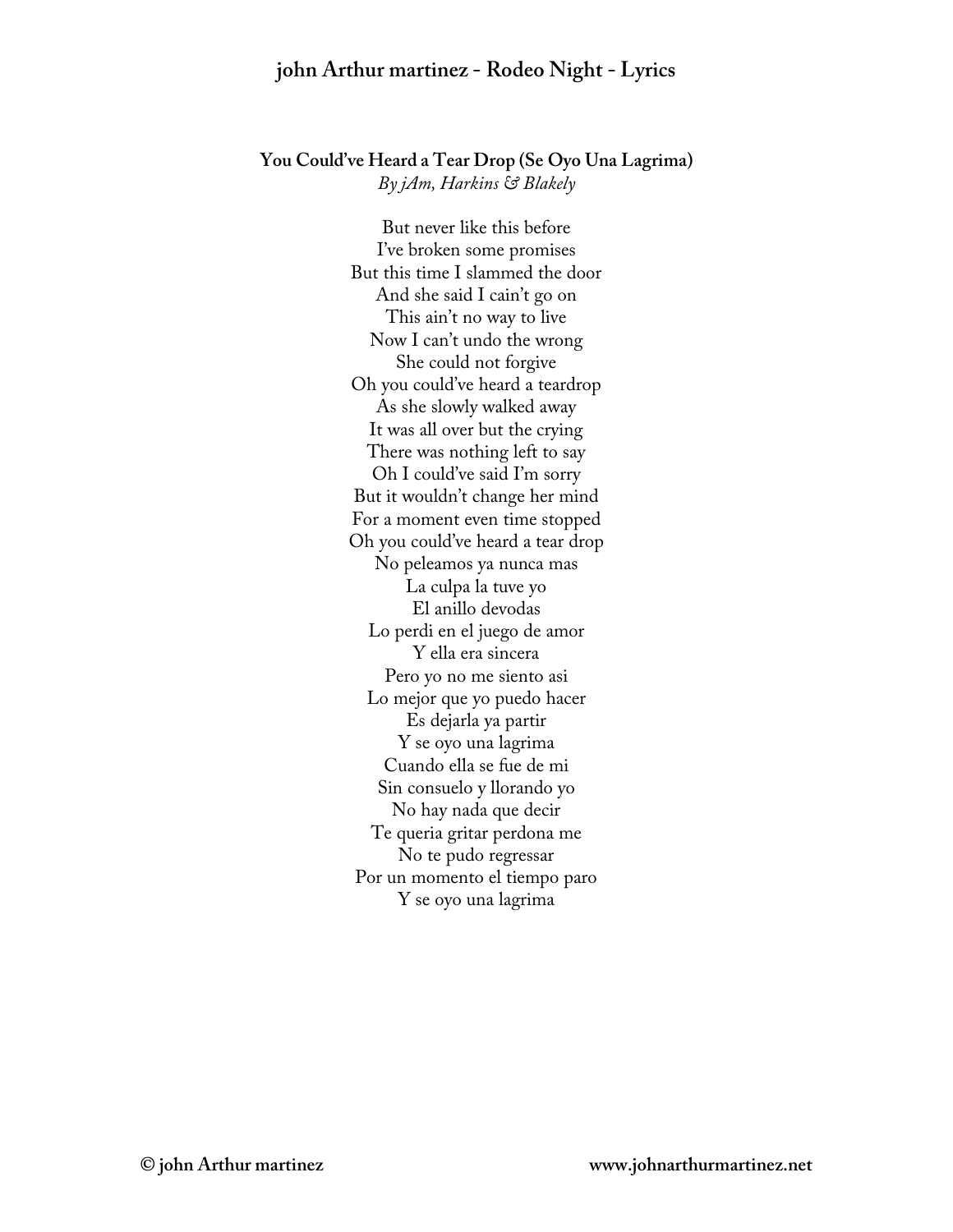### You Could've Heard a Tear Drop (Se Oyo Una Lagrima)

*By jAm, Harkins & Blakely*

But never like this before
I've broken some promises
But this time I slammed the door
And she said I cain't go on
This ain't no way to live
Now I can't undo the wrong
She could not forgive
Oh you could've heard a teardrop
As she slowly walked away
It was all over but the crying
There was nothing left to say
Oh I could've said I'm sorry
But it wouldn't change her mind
For a moment even time stopped
Oh you could've heard a tear drop
No peleamos ya nunca mas
La culpa la tuve yo
El anillo devodas
Lo perdi en el juego de amor
Y ella era sincera
Pero yo no me siento asi
Lo mejor que yo puedo hacer
Es dejarla ya partir
Y se oyo una lagrima
Cuando ella se fue de mi
Sin consuelo y llorando yo
No hay nada que decir
Te queria gritar perdona me
No te pudo regressar
Por un momento el tiempo paro
Y se oyo una lagrima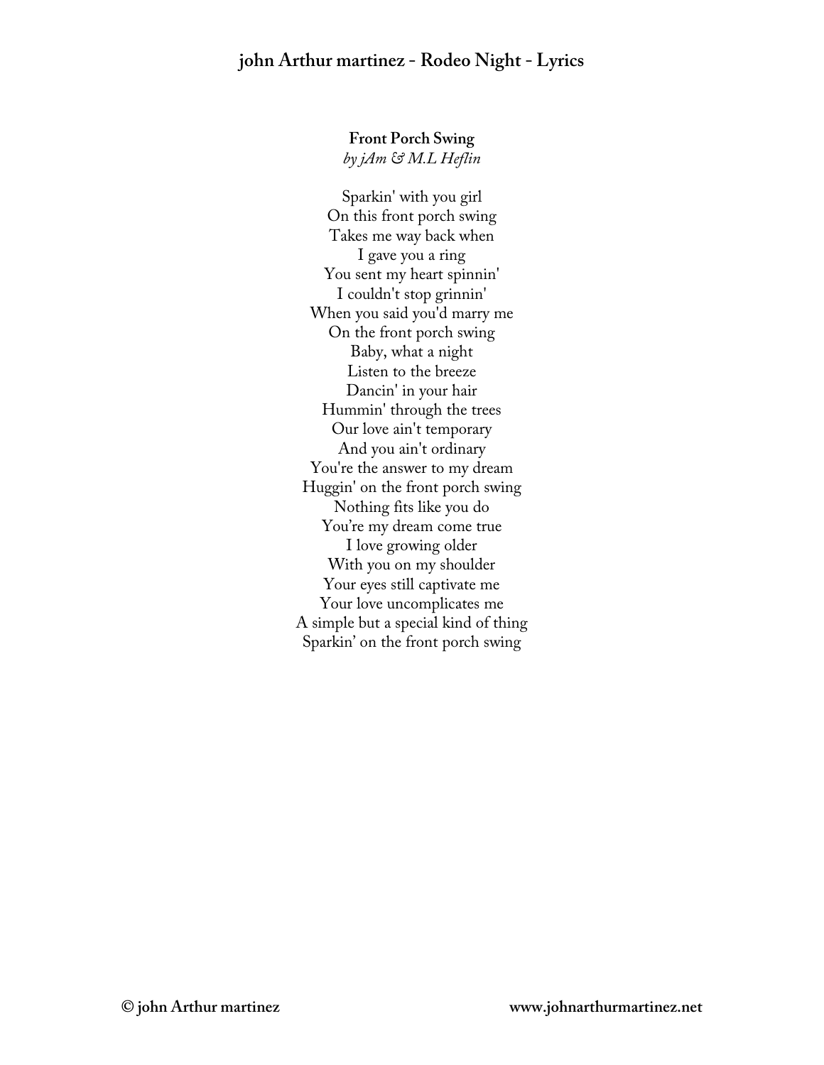## Front Porch Swing

*by jAm & M.L Heflin*

Sparkin' with you girl
On this front porch swing
Takes me way back when
I gave you a ring
You sent my heart spinnin'
I couldn't stop grinnin'
When you said you'd marry me
On the front porch swing
Baby, what a night
Listen to the breeze
Dancin' in your hair
Hummin' through the trees
Our love ain't temporary
And you ain't ordinary
You're the answer to my dream
Huggin' on the front porch swing
Nothing fits like you do
You're my dream come true
I love growing older
With you on my shoulder
Your eyes still captivate me
Your love uncomplicates me
A simple but a special kind of thing
Sparkin' on the front porch swing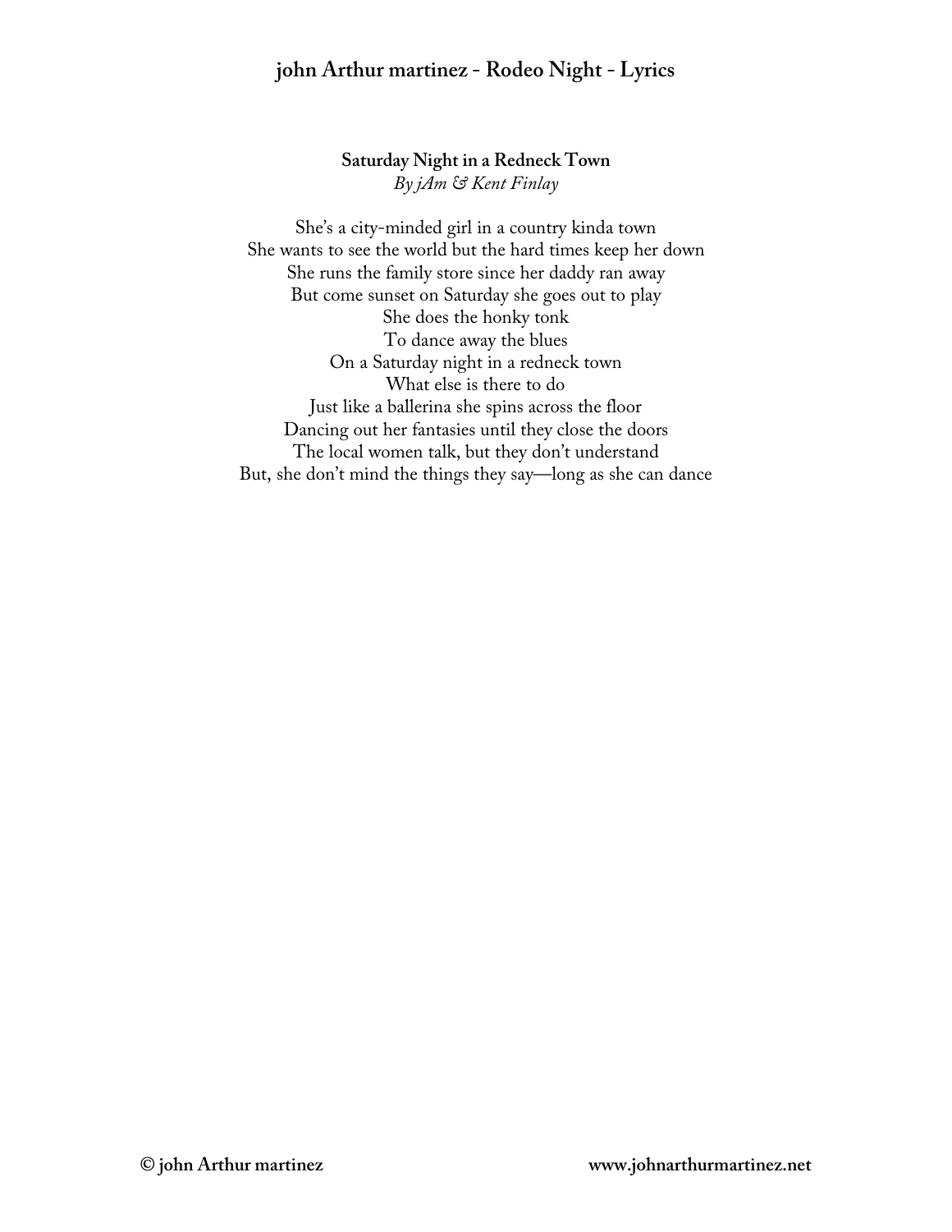## Saturday Night in a Redneck Town

*By jAm & Kent Finlay*

She's a city-minded girl in a country kinda town  
She wants to see the world but the hard times keep her down  
She runs the family store since her daddy ran away  
But come sunset on Saturday she goes out to play  
She does the honky tonk  
To dance away the blues  
On a Saturday night in a redneck town  
What else is there to do  
Just like a ballerina she spins across the floor  
Dancing out her fantasies until they close the doors  
The local women talk, but they don't understand  
But, she don't mind the things they say—long as she can dance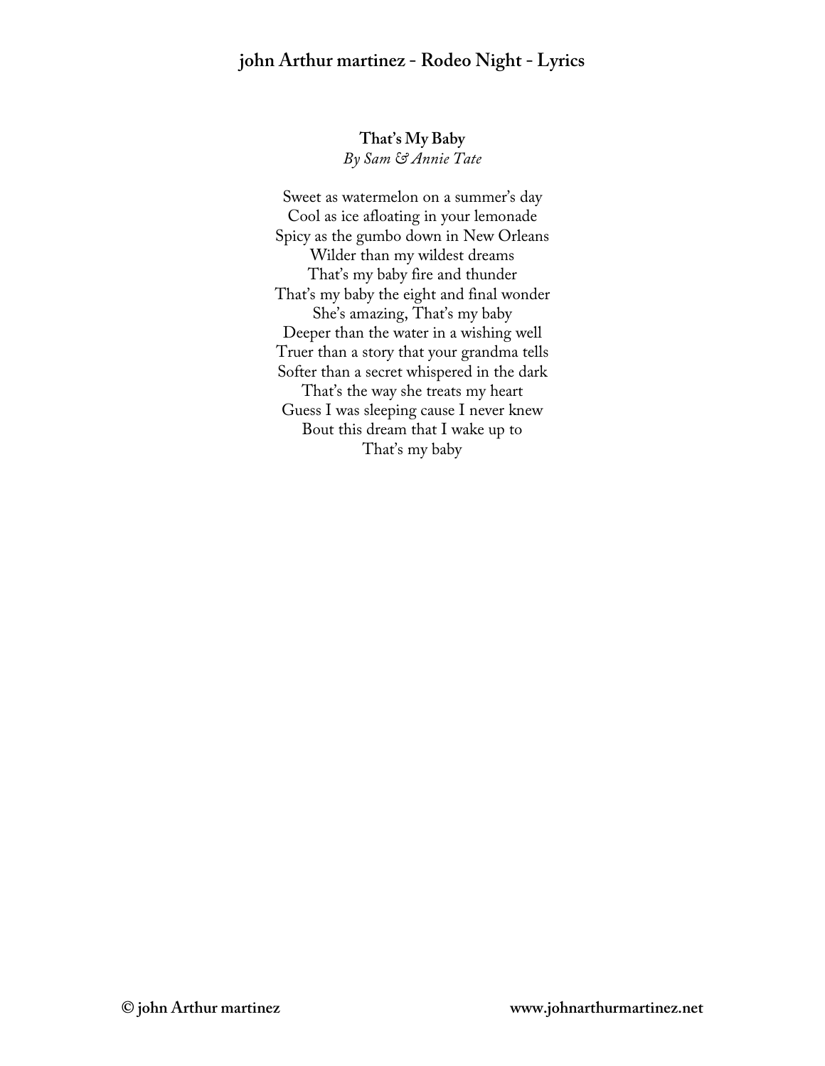## That's My Baby

*By Sam & Annie Tate*

Sweet as watermelon on a summer's day  
Cool as ice afloating in your lemonade  
Spicy as the gumbo down in New Orleans  
Wilder than my wildest dreams  
That's my baby fire and thunder  
That's my baby the eight and final wonder  
She's amazing, That's my baby  
Deeper than the water in a wishing well  
Truer than a story that your grandma tells  
Softer than a secret whispered in the dark  
That's the way she treats my heart  
Guess I was sleeping cause I never knew  
Bout this dream that I wake up to  
That's my baby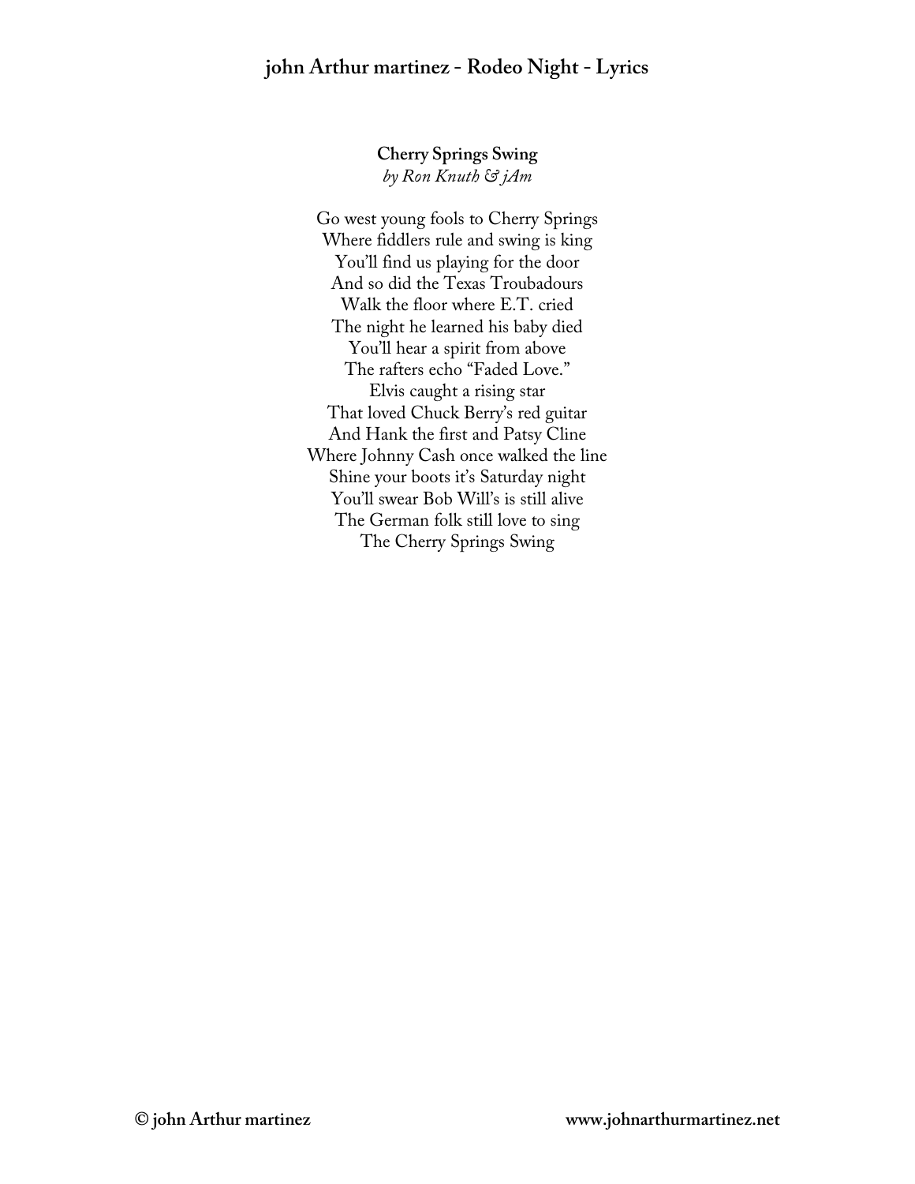## Cherry Springs Swing

*by Ron Knuth & jAm*

Go west young fools to Cherry Springs
Where fiddlers rule and swing is king
You'll find us playing for the door
And so did the Texas Troubadours
Walk the floor where E.T. cried
The night he learned his baby died
You'll hear a spirit from above
The rafters echo "Faded Love."
Elvis caught a rising star
That loved Chuck Berry's red guitar
And Hank the first and Patsy Cline
Where Johnny Cash once walked the line
Shine your boots it's Saturday night
You'll swear Bob Will's is still alive
The German folk still love to sing
The Cherry Springs Swing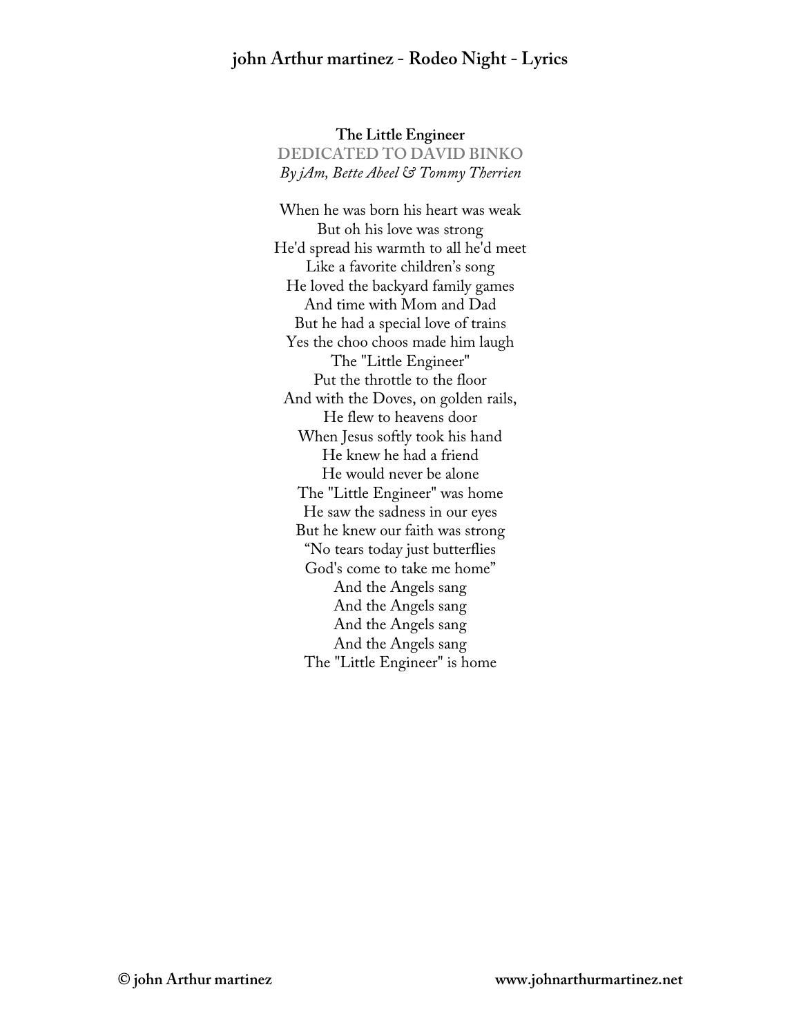## The Little Engineer

**DEDICATED TO DAVID BINKO**

*By jAm, Bette Abeel & Tommy Therrien*

When he was born his heart was weak  
But oh his love was strong  
He'd spread his warmth to all he'd meet  
Like a favorite children's song  
He loved the backyard family games  
And time with Mom and Dad  
But he had a special love of trains  
Yes the choo choos made him laugh  
The "Little Engineer"  
Put the throttle to the floor  
And with the Doves, on golden rails,  
He flew to heavens door  
When Jesus softly took his hand  
He knew he had a friend  
He would never be alone  
The "Little Engineer" was home  
He saw the sadness in our eyes  
But he knew our faith was strong  
"No tears today just butterflies  
God's come to take me home"  
And the Angels sang  
And the Angels sang  
And the Angels sang  
And the Angels sang  
The "Little Engineer" is home